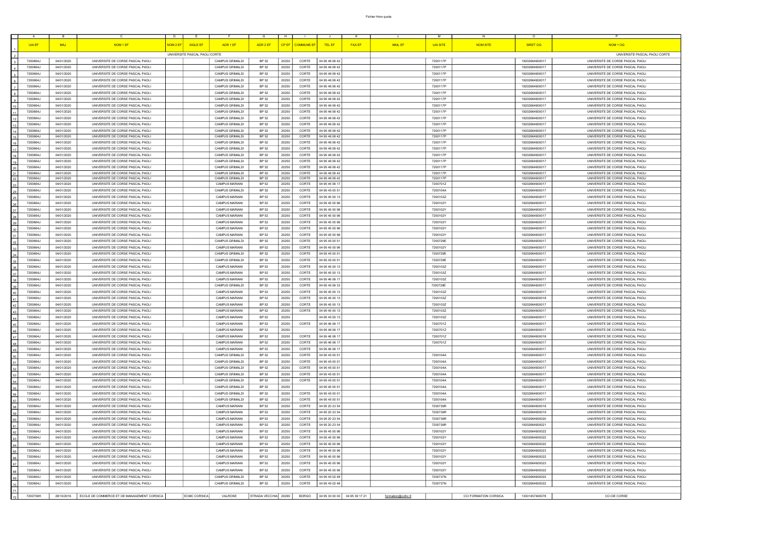| UAI EF | MAJ | NOM 1 EF | NOM 2 EF | SIGLE EF | ADR 1 EF | ADR 2 EF | CP EF | COMMUNE EF | TEL EF | FAX EF | MAIL EF | UAI SITE | NOM SITE | SIRET OG | NOM 1 OG |
|---|---|---|---|---|---|---|---|---|---|---|---|---|---|---|---|
| | | | UNIVERSITE PASCAL PAOLI CORTE | | | | | | | | | | | | UNIVERSITE PASCAL PAOLI CORTE |
| 7200664J | 04/01/2020 | UNIVERSITE DE CORSE PASCAL PAOLI | | | CAMPUS GRIMALDI | BP 52 | 20250 | CORTE | 04 95 46 06 42 | | | 7200117P | | 19202664900017 | UNIVERSITE DE CORSE PASCAL PAOLI |
| 7200664J | 04/01/2020 | UNIVERSITE DE CORSE PASCAL PAOLI | | | CAMPUS GRIMALDI | BP 52 | 20250 | CORTE | 04 95 46 06 42 | | | 7200117P | | 19202664900017 | UNIVERSITE DE CORSE PASCAL PAOLI |
| 7200664J | 04/01/2020 | UNIVERSITE DE CORSE PASCAL PAOLI | | | CAMPUS GRIMALDI | BP 52 | 20250 | CORTE | 04 95 46 06 42 | | | 7200117P | | 19202664900017 | UNIVERSITE DE CORSE PASCAL PAOLI |
| 7200664J | 04/01/2020 | UNIVERSITE DE CORSE PASCAL PAOLI | | | CAMPUS GRIMALDI | BP 52 | 20250 | CORTE | 04 95 46 06 42 | | | 7200117P | | 19202664900017 | UNIVERSITE DE CORSE PASCAL PAOLI |
| 7200664J | 04/01/2020 | UNIVERSITE DE CORSE PASCAL PAOLI | | | CAMPUS GRIMALDI | BP 52 | 20250 | CORTE | 04 95 46 06 42 | | | 7200117P | | 19202664900017 | UNIVERSITE DE CORSE PASCAL PAOLI |
| 7200664J | 04/01/2020 | UNIVERSITE DE CORSE PASCAL PAOLI | | | CAMPUS GRIMALDI | BP 52 | 20250 | CORTE | 04 95 46 06 42 | | | 7200117P | | 19202664900017 | UNIVERSITE DE CORSE PASCAL PAOLI |
| 7200664J | 04/01/2020 | UNIVERSITE DE CORSE PASCAL PAOLI | | | CAMPUS GRIMALDI | BP 52 | 20250 | CORTE | 04 95 46 06 42 | | | 7200117P | | 19202664900017 | UNIVERSITE DE CORSE PASCAL PAOLI |
| 7200664J | 04/01/2020 | UNIVERSITE DE CORSE PASCAL PAOLI | | | CAMPUS GRIMALDI | BP 52 | 20250 | CORTE | 04 95 46 06 42 | | | 7200117P | | 19202664900017 | UNIVERSITE DE CORSE PASCAL PAOLI |
| 7200664J | 04/01/2020 | UNIVERSITE DE CORSE PASCAL PAOLI | | | CAMPUS GRIMALDI | BP 52 | 20250 | CORTE | 04 95 46 06 42 | | | 7200117P | | 19202664900017 | UNIVERSITE DE CORSE PASCAL PAOLI |
| 7200664J | 04/01/2020 | UNIVERSITE DE CORSE PASCAL PAOLI | | | CAMPUS GRIMALDI | BP 52 | 20250 | CORTE | 04 95 46 06 42 | | | 7200117P | | 19202664900017 | UNIVERSITE DE CORSE PASCAL PAOLI |
| 7200664J | 04/01/2020 | UNIVERSITE DE CORSE PASCAL PAOLI | | | CAMPUS GRIMALDI | BP 52 | 20250 | CORTE | 04 95 46 06 42 | | | 7200117P | | 19202664900017 | UNIVERSITE DE CORSE PASCAL PAOLI |
| 7200664J | 04/01/2020 | UNIVERSITE DE CORSE PASCAL PAOLI | | | CAMPUS GRIMALDI | BP 52 | 20250 | CORTE | 04 95 46 06 42 | | | 7200117P | | 19202664900017 | UNIVERSITE DE CORSE PASCAL PAOLI |
| 7200664J | 04/01/2020 | UNIVERSITE DE CORSE PASCAL PAOLI | | | CAMPUS GRIMALDI | BP 52 | 20250 | CORTE | 04 95 46 06 42 | | | 7200117P | | 19202664900017 | UNIVERSITE DE CORSE PASCAL PAOLI |
| 7200664J | 04/01/2020 | UNIVERSITE DE CORSE PASCAL PAOLI | | | CAMPUS GRIMALDI | BP 52 | 20250 | CORTE | 04 95 46 06 42 | | | 7200117P | | 19202664900017 | UNIVERSITE DE CORSE PASCAL PAOLI |
| 7200664J | 04/01/2020 | UNIVERSITE DE CORSE PASCAL PAOLI | | | CAMPUS GRIMALDI | BP 52 | 20250 | CORTE | 04 95 46 06 42 | | | 7200117P | | 19202664900017 | UNIVERSITE DE CORSE PASCAL PAOLI |
| 7200664J | 04/01/2020 | UNIVERSITE DE CORSE PASCAL PAOLI | | | CAMPUS GRIMALDI | BP 52 | 20250 | CORTE | 04 95 46 06 42 | | | 7200117P | | 19202664900017 | UNIVERSITE DE CORSE PASCAL PAOLI |
| 7200664J | 04/01/2020 | UNIVERSITE DE CORSE PASCAL PAOLI | | | CAMPUS GRIMALDI | BP 52 | 20250 | CORTE | 04 95 46 06 42 | | | 7200117P | | 19202664900017 | UNIVERSITE DE CORSE PASCAL PAOLI |
| 7200664J | 04/01/2020 | UNIVERSITE DE CORSE PASCAL PAOLI | | | CAMPUS GRIMALDI | BP 52 | 20250 | CORTE | 04 95 46 06 42 | | | 7200117P | | 19202664900017 | UNIVERSITE DE CORSE PASCAL PAOLI |
| 7200664J | 04/01/2020 | UNIVERSITE DE CORSE PASCAL PAOLI | | | CAMPUS GRIMALDI | BP 52 | 20250 | CORTE | 04 95 46 06 42 | | | 7200117P | | 19202664900017 | UNIVERSITE DE CORSE PASCAL PAOLI |
| 7200664J | 04/01/2020 | UNIVERSITE DE CORSE PASCAL PAOLI | | | CAMPUS GRIMALDI | BP 52 | 20250 | CORTE | 04 95 46 06 42 | | | 7200117P | | 19202664900017 | UNIVERSITE DE CORSE PASCAL PAOLI |
| 7200664J | 04/01/2020 | UNIVERSITE DE CORSE PASCAL PAOLI | | | CAMPUS MARIANI | BP 52 | 20250 | CORTE | 04 95 46 06 17 | | | 7200701Z | | 19202664900017 | UNIVERSITE DE CORSE PASCAL PAOLI |
| 7200664J | 04/01/2020 | UNIVERSITE DE CORSE PASCAL PAOLI | | | CAMPUS GRIMALDI | BP 52 | 20250 | CORTE | 04 95 45 00 51 | | | 7200104A | | 19202664900017 | UNIVERSITE DE CORSE PASCAL PAOLI |
| 7200664J | 04/01/2020 | UNIVERSITE DE CORSE PASCAL PAOLI | | | CAMPUS MARIANI | BP 52 | 20250 | CORTE | 04 95 45 00 13 | | | 7200103Z | | 19202664900017 | UNIVERSITE DE CORSE PASCAL PAOLI |
| 7200664J | 04/01/2020 | UNIVERSITE DE CORSE PASCAL PAOLI | | | CAMPUS MARIANI | BP 52 | 20250 | CORTE | 04 95 45 00 96 | | | 7200102Y | | 19202664900017 | UNIVERSITE DE CORSE PASCAL PAOLI |
| 7200664J | 04/01/2020 | UNIVERSITE DE CORSE PASCAL PAOLI | | | CAMPUS MARIANI | BP 52 | 20250 | CORTE | 04 95 45 00 96 | | | 7200102Y | | 19202664900017 | UNIVERSITE DE CORSE PASCAL PAOLI |
| 7200664J | 04/01/2020 | UNIVERSITE DE CORSE PASCAL PAOLI | | | CAMPUS MARIANI | BP 52 | 20250 | CORTE | 04 95 45 00 96 | | | 7200102Y | | 19202664900017 | UNIVERSITE DE CORSE PASCAL PAOLI |
| 7200664J | 04/01/2020 | UNIVERSITE DE CORSE PASCAL PAOLI | | | CAMPUS MARIANI | BP 52 | 20250 | CORTE | 04 95 45 00 96 | | | 7200102Y | | 19202664900017 | UNIVERSITE DE CORSE PASCAL PAOLI |
| 7200664J | 04/01/2020 | UNIVERSITE DE CORSE PASCAL PAOLI | | | CAMPUS MARIANI | BP 52 | 20250 | CORTE | 04 95 45 00 96 | | | 7200102Y | | 19202664900017 | UNIVERSITE DE CORSE PASCAL PAOLI |
| 7200664J | 04/01/2020 | UNIVERSITE DE CORSE PASCAL PAOLI | | | CAMPUS MARIANI | BP 52 | 20250 | CORTE | 04 95 45 00 96 | | | 7200102Y | | 19202664900017 | UNIVERSITE DE CORSE PASCAL PAOLI |
| 7200664J | 04/01/2020 | UNIVERSITE DE CORSE PASCAL PAOLI | | | CAMPUS GRIMALDI | BP 52 | 20250 | CORTE | 04 95 45 00 51 | | | 7200729E | | 19202664900017 | UNIVERSITE DE CORSE PASCAL PAOLI |
| 7200664J | 04/01/2020 | UNIVERSITE DE CORSE PASCAL PAOLI | | | CAMPUS MARIANI | BP 52 | 20250 | CORTE | 04 95 45 00 96 | | | 7200102Y | | 19202664900017 | UNIVERSITE DE CORSE PASCAL PAOLI |
| 7200664J | 04/01/2020 | UNIVERSITE DE CORSE PASCAL PAOLI | | | CAMPUS GRIMALDI | BP 52 | 20250 | CORTE | 04 95 45 00 51 | | | 7200729E | | 19202664900017 | UNIVERSITE DE CORSE PASCAL PAOLI |
| 7200664J | 04/01/2020 | UNIVERSITE DE CORSE PASCAL PAOLI | | | CAMPUS GRIMALDI | BP 52 | 20250 | CORTE | 04 95 45 00 51 | | | 7200729E | | 19202664900017 | UNIVERSITE DE CORSE PASCAL PAOLI |
| 7200664J | 04/01/2020 | UNIVERSITE DE CORSE PASCAL PAOLI | | | CAMPUS MARIANI | BP 52 | 20250 | CORTE | 04 95 45 00 13 | | | 7200103Z | | 19202664900017 | UNIVERSITE DE CORSE PASCAL PAOLI |
| 7200664J | 04/01/2020 | UNIVERSITE DE CORSE PASCAL PAOLI | | | CAMPUS MARIANI | BP 52 | 20250 | CORTE | 04 95 45 00 13 | | | 7200103Z | | 19202664900017 | UNIVERSITE DE CORSE PASCAL PAOLI |
| 7200664J | 04/01/2020 | UNIVERSITE DE CORSE PASCAL PAOLI | | | CAMPUS MARIANI | BP 52 | 20250 | CORTE | 04 95 46 06 17 | | | 7200103Z | | 19202664900017 | UNIVERSITE DE CORSE PASCAL PAOLI |
| 7200664J | 04/01/2020 | UNIVERSITE DE CORSE PASCAL PAOLI | | | CAMPUS GRIMALDI | BP 52 | 20250 | CORTE | 04 95 45 06 33 | | | 7200729E | | 19202664900017 | UNIVERSITE DE CORSE PASCAL PAOLI |
| 7200664J | 04/01/2020 | UNIVERSITE DE CORSE PASCAL PAOLI | | | CAMPUS MARIANI | BP 52 | 20250 | CORTE | 04 95 45 00 13 | | | 7200103Z | | 19202664900017 | UNIVERSITE DE CORSE PASCAL PAOLI |
| 7200664J | 04/01/2020 | UNIVERSITE DE CORSE PASCAL PAOLI | | | CAMPUS MARIANI | BP 52 | 20250 | CORTE | 04 95 45 00 13 | | | 7200103Z | | 19202664900018 | UNIVERSITE DE CORSE PASCAL PAOLI |
| 7200664J | 04/01/2020 | UNIVERSITE DE CORSE PASCAL PAOLI | | | CAMPUS MARIANI | BP 52 | 20250 | CORTE | 04 95 45 00 13 | | | 7200103Z | | 19202664900017 | UNIVERSITE DE CORSE PASCAL PAOLI |
| 7200664J | 04/01/2020 | UNIVERSITE DE CORSE PASCAL PAOLI | | | CAMPUS MARIANI | BP 52 | 20250 | CORTE | 04 95 45 00 13 | | | 7200103Z | | 19202664900017 | UNIVERSITE DE CORSE PASCAL PAOLI |
| 7200664J | 04/01/2020 | UNIVERSITE DE CORSE PASCAL PAOLI | | | CAMPUS MARIANI | BP 52 | 20250 | | 04 95 45 00 13 | | | 7200103Z | | 19202664900017 | UNIVERSITE DE CORSE PASCAL PAOLI |
| 7200664J | 04/01/2020 | UNIVERSITE DE CORSE PASCAL PAOLI | | | CAMPUS MARIANI | BP 52 | 20250 | CORTE | 04 95 46 06 17 | | | 7200701Z | | 19202664900017 | UNIVERSITE DE CORSE PASCAL PAOLI |
| 7200664J | 04/01/2020 | UNIVERSITE DE CORSE PASCAL PAOLI | | | CAMPUS MARIANI | BP 52 | 20250 | | 04 95 46 06 17 | | | 7200701Z | | 19202664900017 | UNIVERSITE DE CORSE PASCAL PAOLI |
| 7200664J | 04/01/2020 | UNIVERSITE DE CORSE PASCAL PAOLI | | | CAMPUS MARIANI | BP 52 | 20250 | CORTE | 04 95 46 06 17 | | | 7200701Z | | 19202664900018 | UNIVERSITE DE CORSE PASCAL PAOLI |
| 7200664J | 04/01/2020 | UNIVERSITE DE CORSE PASCAL PAOLI | | | CAMPUS MARIANI | BP 52 | 20250 | CORTE | 04 95 46 06 17 | | | 7200701Z | | 19202664900017 | UNIVERSITE DE CORSE PASCAL PAOLI |
| 7200664J | 04/01/2020 | UNIVERSITE DE CORSE PASCAL PAOLI | | | CAMPUS MARIANI | BP 52 | 20250 | CORTE | 04 95 46 06 17 | | | | | 19202664900017 | UNIVERSITE DE CORSE PASCAL PAOLI |
| 7200664J | 04/01/2020 | UNIVERSITE DE CORSE PASCAL PAOLI | | | CAMPUS GRIMALDI | BP 52 | 20250 | CORTE | 04 95 45 00 51 | | | 7200104A | | 19202664900017 | UNIVERSITE DE CORSE PASCAL PAOLI |
| 7200664J | 04/01/2020 | UNIVERSITE DE CORSE PASCAL PAOLI | | | CAMPUS GRIMALDI | BP 52 | 20250 | CORTE | 04 95 45 00 51 | | | 7200104A | | 19202664900017 | UNIVERSITE DE CORSE PASCAL PAOLI |
| 7200664J | 04/01/2020 | UNIVERSITE DE CORSE PASCAL PAOLI | | | CAMPUS GRIMALDI | BP 52 | 20250 | CORTE | 04 95 45 00 51 | | | 7200104A | | 19202664900017 | UNIVERSITE DE CORSE PASCAL PAOLI |
| 7200664J | 04/01/2020 | UNIVERSITE DE CORSE PASCAL PAOLI | | | CAMPUS GRIMALDI | BP 52 | 20250 | CORTE | 04 95 45 00 51 | | | 7200104A | | 19202664900017 | UNIVERSITE DE CORSE PASCAL PAOLI |
| 7200664J | 04/01/2020 | UNIVERSITE DE CORSE PASCAL PAOLI | | | CAMPUS GRIMALDI | BP 52 | 20250 | CORTE | 04 95 45 00 51 | | | 7200104A | | 19202664900017 | UNIVERSITE DE CORSE PASCAL PAOLI |
| 7200664J | 04/01/2020 | UNIVERSITE DE CORSE PASCAL PAOLI | | | CAMPUS GRIMALDI | BP 52 | 20250 | | 04 95 45 00 51 | | | 7200104A | | 19202664900017 | UNIVERSITE DE CORSE PASCAL PAOLI |
| 7200664J | 04/01/2020 | UNIVERSITE DE CORSE PASCAL PAOLI | | | CAMPUS GRIMALDI | BP 52 | 20250 | CORTE | 04 95 45 00 51 | | | 7200104A | | 19202664900017 | UNIVERSITE DE CORSE PASCAL PAOLI |
| 7200664J | 04/01/2020 | UNIVERSITE DE CORSE PASCAL PAOLI | | | CAMPUS GRIMALDI | BP 52 | 20250 | CORTE | 04 95 45 00 51 | | | 7200104A | | 19202664900017 | UNIVERSITE DE CORSE PASCAL PAOLI |
| 7200664J | 04/01/2020 | UNIVERSITE DE CORSE PASCAL PAOLI | | | CAMPUS MARIANI | BP 52 | 20250 | CORTE | 04 95 20 23 54 | | | 7200739R | | 19202664900018 | UNIVERSITE DE CORSE PASCAL PAOLI |
| 7200664J | 04/01/2020 | UNIVERSITE DE CORSE PASCAL PAOLI | | | CAMPUS MARIANI | BP 52 | 20250 | CORTE | 04 95 20 23 54 | | | 7200739R | | 19202664900019 | UNIVERSITE DE CORSE PASCAL PAOLI |
| 7200664J | 04/01/2020 | UNIVERSITE DE CORSE PASCAL PAOLI | | | CAMPUS MARIANI | BP 52 | 20250 | CORTE | 04 95 20 23 54 | | | 7200739R | | 19202664900020 | UNIVERSITE DE CORSE PASCAL PAOLI |
| 7200664J | 04/01/2020 | UNIVERSITE DE CORSE PASCAL PAOLI | | | CAMPUS MARIANI | BP 52 | 20250 | CORTE | 04 95 20 23 54 | | | 7200739R | | 19202664900021 | UNIVERSITE DE CORSE PASCAL PAOLI |
| 7200664J | 04/01/2020 | UNIVERSITE DE CORSE PASCAL PAOLI | | | CAMPUS MARIANI | BP 52 | 20250 | CORTE | 04 95 45 00 96 | | | 7200102Y | | 19202664900022 | UNIVERSITE DE CORSE PASCAL PAOLI |
| 7200664J | 04/01/2020 | UNIVERSITE DE CORSE PASCAL PAOLI | | | CAMPUS MARIANI | BP 52 | 20250 | CORTE | 04 95 45 00 96 | | | 7200102Y | | 19202664900022 | UNIVERSITE DE CORSE PASCAL PAOLI |
| 7200664J | 04/01/2020 | UNIVERSITE DE CORSE PASCAL PAOLI | | | CAMPUS MARIANI | BP 52 | 20250 | CORTE | 04 95 45 00 96 | | | 7200102Y | | 19202664900022 | UNIVERSITE DE CORSE PASCAL PAOLI |
| 7200664J | 04/01/2020 | UNIVERSITE DE CORSE PASCAL PAOLI | | | CAMPUS MARIANI | BP 52 | 20250 | CORTE | 04 95 45 00 96 | | | 7200102Y | | 19202664900023 | UNIVERSITE DE CORSE PASCAL PAOLI |
| 7200664J | 04/01/2020 | UNIVERSITE DE CORSE PASCAL PAOLI | | | CAMPUS MARIANI | BP 52 | 20250 | CORTE | 04 95 45 00 96 | | | 7200102Y | | 19202664900022 | UNIVERSITE DE CORSE PASCAL PAOLI |
| 7200664J | 04/01/2020 | UNIVERSITE DE CORSE PASCAL PAOLI | | | CAMPUS MARIANI | BP 52 | 20250 | CORTE | 04 95 45 00 96 | | | 7200102Y | | 19202664900023 | UNIVERSITE DE CORSE PASCAL PAOLI |
| 7200664J | 04/01/2020 | UNIVERSITE DE CORSE PASCAL PAOLI | | | CAMPUS MARIANI | BP 52 | 20250 | CORTE | 04 95 45 00 96 | | | 7200102Y | | 19202664900022 | UNIVERSITE DE CORSE PASCAL PAOLI |
| 7200664J | 04/01/2020 | UNIVERSITE DE CORSE PASCAL PAOLI | | | CAMPUS GRIMALDI | BP 52 | 20250 | CORTE | 04 95 45 02 48 | | | 7200737N | | 19202664900022 | UNIVERSITE DE CORSE PASCAL PAOLI |
| 7200664J | 04/01/2020 | UNIVERSITE DE CORSE PASCAL PAOLI | | | CAMPUS GRIMALDI | BP 52 | 20250 | CORTE | 04 95 45 02 48 | | | 7200737N | | 19202664900022 | UNIVERSITE DE CORSE PASCAL PAOLI |
| | | | | | | | | | | | | | | | |
| 7200709H | 28/10/2016 | ECOLE DE COMMERCE ET DE MANAGEMENT CORSICA | | ECMC CORSICA | VALROSE | STRADA VECCHIA | 20290 | BORGO | 04 95 30 00 00 | 04 95 39 17 21 | formation@ccihc.fr | | CCI FORMATION CORSICA | 13001457400078 | CCI DE CORSE |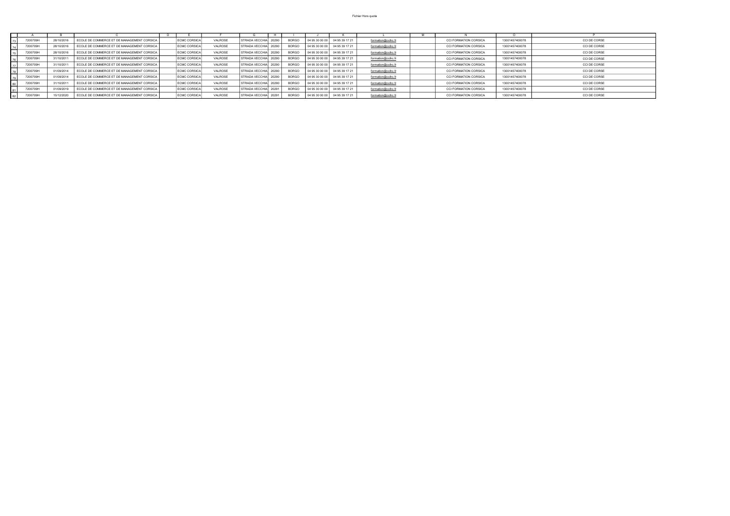| | A | B | C | D | E | F | G | H | I | J | K | L | M | N | O | P |
|---|---|---|---|---|---|---|---|---|---|---|---|---|---|---|---|---|
| 73 | 7200709H | 28/10/2016 | ECOLE DE COMMERCE ET DE MANAGEMENT CORSICA | | ECMC CORSICA | VALROSE | STRADA VECCHIA | 20290 | BORGO | 04 95 30 00 00 | 04 95 39 17 21 | formation@ccihc.fr | | CCI FORMATION CORSICA | 13001457400078 | CCI DE CORSE |
| 74 | 7200709H | 28/10/2016 | ECOLE DE COMMERCE ET DE MANAGEMENT CORSICA | | ECMC CORSICA | VALROSE | STRADA VECCHIA | 20290 | BORGO | 04 95 30 00 00 | 04 95 39 17 21 | formation@ccihc.fr | | CCI FORMATION CORSICA | 13001457400078 | CCI DE CORSE |
| 75 | 7200709H | 28/10/2016 | ECOLE DE COMMERCE ET DE MANAGEMENT CORSICA | | ECMC CORSICA | VALROSE | STRADA VECCHIA | 20290 | BORGO | 04 95 30 00 00 | 04 95 39 17 21 | formation@ccihc.fr | | CCI FORMATION CORSICA | 13001457400078 | CCI DE CORSE |
| 76 | 7200709H | 31/10/2011 | ECOLE DE COMMERCE ET DE MANAGEMENT CORSICA | | ECMC CORSICA | VALROSE | STRADA VECCHIA | 20290 | BORGO | 04 95 30 00 00 | 04 95 39 17 21 | formation@ccihc.fr | | CCI FORMATION CORSICA | 13001457400078 | CCI DE CORSE |
| 77 | 7200709H | 31/10/2011 | ECOLE DE COMMERCE ET DE MANAGEMENT CORSICA | | ECMC CORSICA | VALROSE | STRADA VECCHIA | 20290 | BORGO | 04 95 30 00 00 | 04 95 39 17 21 | formation@ccihc.fr | | CCI FORMATION CORSICA | 13001457400078 | CCI DE CORSE |
| 78 | 7200709H | 01/09/2014 | ECOLE DE COMMERCE ET DE MANAGEMENT CORSICA | | ECMC CORSICA | VALROSE | STRADA VECCHIA | 20290 | BORGO | 04 95 30 00 00 | 04 95 39 17 21 | formation@ccihc.fr | | CCI FORMATION CORSICA | 13001457400078 | CCI DE CORSE |
| 79 | 7200709H | 01/09/2014 | ECOLE DE COMMERCE ET DE MANAGEMENT CORSICA | | ECMC CORSICA | VALROSE | STRADA VECCHIA | 20290 | BORGO | 04 95 30 00 00 | 04 95 39 17 21 | formation@ccihc.fr | | CCI FORMATION CORSICA | 13001457400078 | CCI DE CORSE |
| 80 | 7200709H | 31/10/2011 | ECOLE DE COMMERCE ET DE MANAGEMENT CORSICA | | ECMC CORSICA | VALROSE | STRADA VECCHIA | 20290 | BORGO | 04 95 30 00 00 | 04 95 39 17 21 | formation@ccihc.fr | | CCI FORMATION CORSICA | 13001457400078 | CCI DE CORSE |
| 81 | 7200709H | 01/09/2019 | ECOLE DE COMMERCE ET DE MANAGEMENT CORSICA | | ECMC CORSICA | VALROSE | STRADA VECCHIA | 20291 | BORGO | 04 95 30 00 00 | 04 95 39 17 21 | formation@ccihc.fr | | CCI FORMATION CORSICA | 13001457400078 | CCI DE CORSE |
| 82 | 7200709H | 15/12/2020 | ECOLE DE COMMERCE ET DE MANAGEMENT CORSICA | | ECMC CORSICA | VALROSE | STRADA VECCHIA | 20291 | BORGO | 04 95 30 00 00 | 04 95 39 17 21 | formation@ccihc.fr | | CCI FORMATION CORSICA | 13001457400078 | CCI DE CORSE |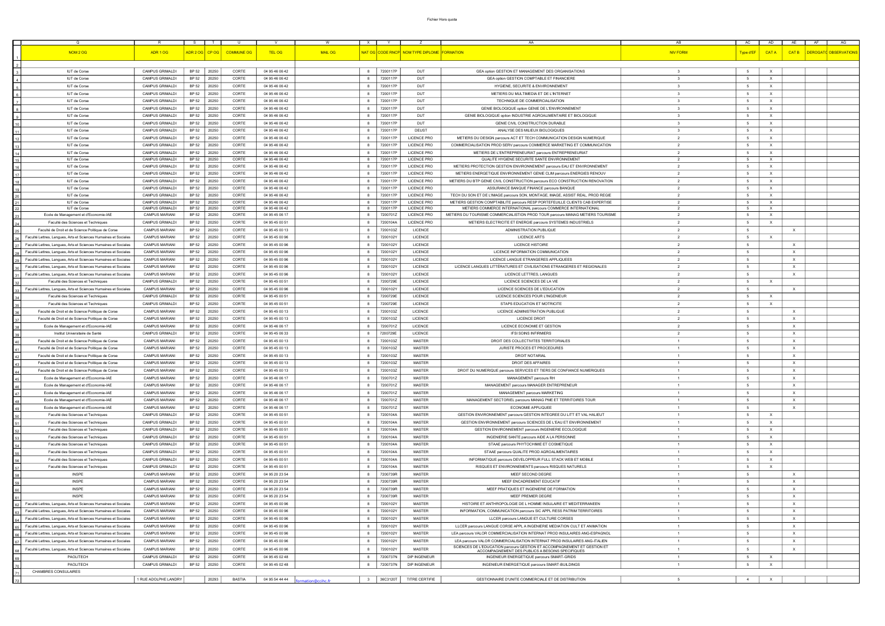| NOM 2 OG | ADR 1 OG | ADR 2 OG | CP OG | COMMUNE OG | TEL OG | MAIL OG | NAT OG | CODE RNCP | NOM TYPE DIPLOME | FORMATION | NIV FORM | Type d'EF | CAT A | CAT B | DEROGATO | OBSERVATIONS |
|---|---|---|---|---|---|---|---|---|---|---|---|---|---|---|---|---|
| IUT de Corse | CAMPUS GRIMALDI | BP 52 | 20250 | CORTE | 04 95 46 06 42 | | 8 | 7200117P | DUT | GEA option GESTION ET MANAGEMENT DES ORGANISATIONS | 3 | 5 | X | | | |
| IUT de Corse | CAMPUS GRIMALDI | BP 52 | 20250 | CORTE | 04 95 46 06 42 | | 8 | 7200117P | DUT | GEA option GESTION COMPTABLE ET FINANCIERE | 3 | 5 | X | | | |
| IUT de Corse | CAMPUS GRIMALDI | BP 52 | 20250 | CORTE | 04 95 46 06 42 | | 8 | 7200117P | DUT | HYGIENE, SECURITE & ENVIRONNEMENT | 3 | 5 | X | | | |
| IUT de Corse | CAMPUS GRIMALDI | BP 52 | 20250 | CORTE | 04 95 46 06 42 | | 8 | 7200117P | DUT | METIERS DU MULTIMEDIA ET DE L'INTERNET | 3 | 5 | X | | | |
| IUT de Corse | CAMPUS GRIMALDI | BP 52 | 20250 | CORTE | 04 95 46 06 42 | | 8 | 7200117P | DUT | TECHNIQUE DE COMMERCIALISATION | 3 | 5 | X | | | |
| IUT de Corse | CAMPUS GRIMALDI | BP 52 | 20250 | CORTE | 04 95 46 06 42 | | 8 | 7200117P | DUT | GENIE BIOLOGIQUE option GENIE DE L'ENVIRONNEMENT | 3 | 5 | X | | | |
| IUT de Corse | CAMPUS GRIMALDI | BP 52 | 20250 | CORTE | 04 95 46 06 42 | | 8 | 7200117P | DUT | GENIE BIOLOGIQUE option INDUSTRIE AGROALIMENTAIRE ET BIOLOGIQUE | 3 | 5 | X | | | |
| IUT de Corse | CAMPUS GRIMALDI | BP 52 | 20250 | CORTE | 04 95 46 06 42 | | 8 | 7200117P | DUT | GENIE CIVIL CONSTRUCTION DURABLE | 3 | 5 | X | | | |
| IUT de Corse | CAMPUS GRIMALDI | BP 52 | 20250 | CORTE | 04 95 46 06 42 | | 8 | 7200117P | DEUST | ANALYSE DES MILIEUX BIOLOGIQUES | 3 | 5 | X | | | |
| IUT de Corse | CAMPUS GRIMALDI | BP 52 | 20250 | CORTE | 04 95 46 06 42 | | 8 | 7200117P | LICENCE PRO | METIERS DU DESIGN parcours ACT ET TECH COMMUNICATION DESIGN NUMERIQUE | 2 | 5 | X | | | |
| IUT de Corse | CAMPUS GRIMALDI | BP 52 | 20250 | CORTE | 04 95 46 06 42 | | 8 | 7200117P | LICENCE PRO | COMMERCIALISATION PROD SERV parcours COMMERCE MARKETING ET COMMUNICATION | 2 | 5 | X | | | |
| IUT de Corse | CAMPUS GRIMALDI | BP 52 | 20250 | CORTE | 04 95 46 06 42 | | 8 | 7200117P | LICENCE PRO | METIERS DE L'ENTREPRENEURIAT parcours ENTREPRENEURIAT | 2 | 5 | X | | | |
| IUT de Corse | CAMPUS GRIMALDI | BP 52 | 20250 | CORTE | 04 95 46 06 42 | | 8 | 7200117P | LICENCE PRO | QUALITE HYGIENE SECURITE SANTE ENVIRONNEMENT | 2 | 5 | X | | | |
| IUT de Corse | CAMPUS GRIMALDI | BP 52 | 20250 | CORTE | 04 95 46 06 42 | | 8 | 7200117P | LICENCE PRO | METIERS PROTECTION GESTION ENVIRONNEMENT parcours EAU ET ENVIRONNEMENT | 2 | 5 | X | | | |
| IUT de Corse | CAMPUS GRIMALDI | BP 52 | 20250 | CORTE | 04 95 46 06 42 | | 8 | 7200117P | LICENCE PRO | METIERS ENERGETIQUE ENVIRONNEMENT GENIE CLIM parcours ENERGIES RENOUV | 2 | 5 | X | | | |
| IUT de Corse | CAMPUS GRIMALDI | BP 52 | 20250 | CORTE | 04 95 46 06 42 | | 8 | 7200117P | LICENCE PRO | METIERS DU BTP GENIE CIVIL CONSTRUCTION parcours ECO CONSTRUCTION RENOVATION | 2 | 5 | X | | | |
| IUT de Corse | CAMPUS GRIMALDI | BP 52 | 20250 | CORTE | 04 95 46 06 42 | | 8 | 7200117P | LICENCE PRO | ASSURANCE BANQUE FINANCE parcours BANQUE | 2 | 5 | X | | | |
| IUT de Corse | CAMPUS GRIMALDI | BP 52 | 20250 | CORTE | 04 95 46 06 42 | | 8 | 7200117P | LICENCE PRO | TECH DU SON ET DE L'IMAGE parcours SON, MONTAGE, IMAGE, ASSIST REAL, PROD REGIE | 2 | 5 | X | | | |
| IUT de Corse | CAMPUS GRIMALDI | BP 52 | 20250 | CORTE | 04 95 46 06 42 | | 8 | 7200117P | LICENCE PRO | METIERS GESTION COMPTABILITE parcours RESP PORTEFEUILLE CLIENTS CAB EXPERTISE | 2 | 5 | X | | | |
| IUT de Corse | CAMPUS GRIMALDI | BP 52 | 20250 | CORTE | 04 95 46 06 42 | | 8 | 7200117P | LICENCE PRO | METIERS COMMERCE INTERNATIONAL parcours COMMERCE INTERNATIONAL | 2 | 5 | X | | | |
| Ecole de Management et d'Economie-IAE | CAMPUS MARIANI | BP 52 | 20250 | CORTE | 04 95 46 06 17 | | 8 | 7200701Z | LICENCE PRO | METIERS DU TOURISME COMMERCIALISTION PROD TOUR parcours MANAG METIERS TOURISME | 2 | 5 | X | | | |
| Faculté des Sciences et Techniques | CAMPUS GRIMALDI | BP 52 | 20250 | CORTE | 04 95 45 00 51 | | 8 | 7200104A | LICENCE PRO | METIERS ELECTRICITE ET ENERGIE parcours SYSTEMES INDUSTRIELS | 2 | 5 | X | | | |
| Faculté de Droit et de Science Politique de Corse | CAMPUS MARIANI | BP 52 | 20250 | CORTE | 04 95 45 00 13 | | 8 | 7200103Z | LICENCE | ADMINISTRATION PUBLIQUE | 2 | 5 | | X | | |
| Faculté Lettres, Langues, Arts et Sciences Humaines et Sociales | CAMPUS MARIANI | BP 52 | 20250 | CORTE | 04 95 45 00 96 | | 8 | 7200102Y | LICENCE | LICENCE ARTS | 2 | 5 | X | | | |
| Faculté Lettres, Langues, Arts et Sciences Humaines et Sociales | CAMPUS MARIANI | BP 52 | 20250 | CORTE | 04 95 45 00 96 | | 8 | 7200102Y | LICENCE | LICENCE HISTOIRE | 2 | 5 | | X | | |
| Faculté Lettres, Langues, Arts et Sciences Humaines et Sociales | CAMPUS MARIANI | BP 52 | 20250 | CORTE | 04 95 45 00 96 | | 8 | 7200102Y | LICENCE | LICENCE INFORMATION COMMUNICATION | 2 | 5 | | X | | |
| Faculté Lettres, Langues, Arts et Sciences Humaines et Sociales | CAMPUS MARIANI | BP 52 | 20250 | CORTE | 04 95 45 00 96 | | 8 | 7200102Y | LICENCE | LICENCE LANGUE ETRANGERES APPLIQUEES | 2 | 5 | | X | | |
| Faculté Lettres, Langues, Arts et Sciences Humaines et Sociales | CAMPUS MARIANI | BP 52 | 20250 | CORTE | 04 95 45 00 96 | | 8 | 7200102Y | LICENCE | LICENCE LANGUES LITTÉRATURES ET CIVILISATIONS ETRANGERES ET REGIONALES | 2 | 5 | | X | | |
| Faculté Lettres, Langues, Arts et Sciences Humaines et Sociales | CAMPUS MARIANI | BP 52 | 20250 | CORTE | 04 95 45 00 96 | | 8 | 7200102Y | LICENCE | LICENCE LETTRES, LANGUES | 2 | 5 | | X | | |
| Faculté des Sciences et Techniques | CAMPUS GRIMALDI | BP 52 | 20250 | CORTE | 04 95 45 00 51 | | 8 | 7200729E | LICENCE | LICENCE SCIENCES DE LA VIE | 2 | 5 | X | | | |
| Faculté Lettres, Langues, Arts et Sciences Humaines et Sociales | CAMPUS MARIANI | BP 52 | 20250 | CORTE | 04 95 45 00 96 | | 8 | 7200102Y | LICENCE | LICENCE SCIENCES DE L'EDUCATION | 2 | 5 | | X | | |
| Faculté des Sciences et Techniques | CAMPUS GRIMALDI | BP 52 | 20250 | CORTE | 04 95 45 00 51 | | 8 | 7200729E | LICENCE | LICENCE SCIENCES POUR L'INGENIEUR | 2 | 5 | X | | | |
| Faculté des Sciences et Techniques | CAMPUS GRIMALDI | BP 52 | 20250 | CORTE | 04 95 45 00 51 | | 8 | 7200729E | LICENCE | STAPS EDUCATION ET MOTRICITE | 2 | 5 | X | | | |
| Faculté de Droit et de Science Politique de Corse | CAMPUS MARIANI | BP 52 | 20250 | CORTE | 04 95 45 00 13 | | 8 | 7200103Z | LICENCE | LICENCE ADMINISTRATION PUBLIQUE | 2 | 5 | | X | | |
| Faculté de Droit et de Science Politique de Corse | CAMPUS MARIANI | BP 52 | 20250 | CORTE | 04 95 45 00 13 | | 8 | 7200103Z | LICENCE | LICENCE DROIT | 2 | 5 | | X | | |
| Ecole de Management et d'Economie-IAE | CAMPUS MARIANI | BP 52 | 20250 | CORTE | 04 95 46 06 17 | | 8 | 7200701Z | LICENCE | LICENCE ECONOMIE ET GESTION | 2 | 5 | | X | | |
| Institut Universitaire de Santé | CAMPUS GRIMALDI | BP 52 | 20250 | CORTE | 04 95 45 06 33 | | 8 | 7200729E | LICENCE | IFSI SOINS INFIRMIERS | 2 | 5 | | X | | |
| Faculté de Droit et de Science Politique de Corse | CAMPUS MARIANI | BP 52 | 20250 | CORTE | 04 95 45 00 13 | | 8 | 7200103Z | MASTER | DROIT DES COLLECTIVITES TERRITORIALES | 1 | 5 | | X | | |
| Faculté de Droit et de Science Politique de Corse | CAMPUS MARIANI | BP 52 | 20250 | CORTE | 04 95 45 00 13 | | 8 | 7200103Z | MASTER | JURISTE PROCES ET PROCEDURES | 1 | 5 | | X | | |
| Faculté de Droit et de Science Politique de Corse | CAMPUS MARIANI | BP 52 | 20250 | CORTE | 04 95 45 00 13 | | 8 | 7200103Z | MASTER | DROIT NOTARIAL | 1 | 5 | | X | | |
| Faculté de Droit et de Science Politique de Corse | CAMPUS MARIANI | BP 52 | 20250 | CORTE | 04 95 45 00 13 | | 8 | 7200103Z | MASTER | DROIT DES AFFAIRES | 1 | 5 | | X | | |
| Faculté de Droit et de Science Politique de Corse | CAMPUS MARIANI | BP 52 | 20250 | CORTE | 04 95 45 00 13 | | 8 | 7200103Z | MASTER | DROIT DU NUMERIQUE parcours SERVICES ET TIERS DE CONFIANCE NUMERIQUES | 1 | 5 | | X | | |
| Ecole de Management et d'Economie-IAE | CAMPUS MARIANI | BP 52 | 20250 | CORTE | 04 95 46 06 17 | | 8 | 7200701Z | MASTER | MANAGEMENT parcours RH | 1 | 5 | | X | | |
| Ecole de Management et d'Economie-IAE | CAMPUS MARIANI | BP 52 | 20250 | CORTE | 04 95 46 06 17 | | 8 | 7200701Z | MASTER | MANAGEMENT parcours MANAGER ENTREPRENEUR | 1 | 5 | | X | | |
| Ecole de Management et d'Economie-IAE | CAMPUS MARIANI | BP 52 | 20250 | CORTE | 04 95 46 06 17 | | 8 | 7200701Z | MASTER | MANAGEMENT parcours MARKETING | 1 | 5 | | X | | |
| Ecole de Management et d'Economie-IAE | CAMPUS MARIANI | BP 52 | 20250 | CORTE | 04 95 46 06 17 | | 8 | 7200701Z | MASTER | MANAGEMENT SECTORIEL parcours MANAG PME ET TERRITOIRES TOUR | 1 | 5 | | X | | |
| Ecole de Management et d'Economie-IAE | CAMPUS MARIANI | BP 52 | 20250 | CORTE | 04 95 46 06 17 | | 8 | 7200701Z | MASTER | ECONOMIE APPLIQUEE | 1 | 5 | | X | | |
| Faculté des Sciences et Techniques | CAMPUS GRIMALDI | BP 52 | 20250 | CORTE | 04 95 45 00 51 | | 8 | 7200104A | MASTER | GESTION ENVIRONNEMENT parcours GESTION INTEGREE DU LITT ET VAL HALIEUT | 1 | 5 | X | | | |
| Faculté des Sciences et Techniques | CAMPUS GRIMALDI | BP 52 | 20250 | CORTE | 04 95 45 00 51 | | 8 | 7200104A | MASTER | GESTION ENVIRONNEMENT parcours SCIENCES DE L'EAU ET ENVIRONNEMENT | 1 | 5 | X | | | |
| Faculté des Sciences et Techniques | CAMPUS GRIMALDI | BP 52 | 20250 | CORTE | 04 95 45 00 51 | | 8 | 7200104A | MASTER | GESTION ENVIRONNEMENT parcours INGENIERIE ECOLOGIQUE | 1 | 5 | X | | | |
| Faculté des Sciences et Techniques | CAMPUS GRIMALDI | BP 52 | 20250 | CORTE | 04 95 45 00 51 | | 8 | 7200104A | MASTER | INGENIERIE SANTE parcours AIDE A LA PERSONNE | 1 | 5 | X | | | |
| Faculté des Sciences et Techniques | CAMPUS GRIMALDI | BP 52 | 20250 | CORTE | 04 95 45 00 51 | | 8 | 7200104A | MASTER | STAAE parcours PHYTOCHIMIE ET COSMETIQUE | 1 | 5 | X | | | |
| Faculté des Sciences et Techniques | CAMPUS GRIMALDI | BP 52 | 20250 | CORTE | 04 95 45 00 51 | | 8 | 7200104A | MASTER | STAAE parcours QUALITE PROD AGROALIMENTAIRES | 1 | 5 | X | | | |
| Faculté des Sciences et Techniques | CAMPUS GRIMALDI | BP 52 | 20250 | CORTE | 04 95 45 00 51 | | 8 | 7200104A | MASTER | INFORMATIQUE parcours DEVELOPPEUR FULL STACK WEB ET MOBILE | 1 | 5 | X | | | |
| Faculté des Sciences et Techniques | CAMPUS GRIMALDI | BP 52 | 20250 | CORTE | 04 95 45 00 51 | | 8 | 7200104A | MASTER | RISQUES ET ENVIRONNEMENTS parcours RISQUES NATURELS | 1 | 5 | X | | | |
| INSPE | CAMPUS MARIANI | BP 52 | 20250 | CORTE | 04 95 20 23 54 | | 8 | 7200739R | MASTER | MEEF SECOND DEGRE | 1 | 5 | | X | | |
| INSPE | CAMPUS MARIANI | BP 52 | 20250 | CORTE | 04 95 20 23 54 | | 8 | 7200739R | MASTER | MEEF ENCADREMENT EDUCATIF | 1 | 5 | | X | | |
| INSPE | CAMPUS MARIANI | BP 52 | 20250 | CORTE | 04 95 20 23 54 | | 8 | 7200739R | MASTER | MEEF PRATIQUES ET INGENIERIE DE FORMATION | 1 | 5 | | X | | |
| INSPE | CAMPUS MARIANI | BP 52 | 20250 | CORTE | 04 95 20 23 54 | | 8 | 7200739R | MASTER | MEEF PREMIER DEGRE | 1 | 5 | | X | | |
| Faculté Lettres, Langues, Arts et Sciences Humaines et Sociales | CAMPUS MARIANI | BP 52 | 20250 | CORTE | 04 95 45 00 96 | | 8 | 7200102Y | MASTER | HISTOIRE ET ANTHROPOLOGIE DE L HOMME INSULAIRE ET MEDITERRANEEN | 1 | 5 | | X | | |
| Faculté Lettres, Langues, Arts et Sciences Humaines et Sociales | CAMPUS MARIANI | BP 52 | 20250 | CORTE | 04 95 45 00 96 | | 8 | 7200102Y | MASTER | INFORMATION, COMMUNICATION parcours SIC APPL RESS PATRIM TERRITOIRES | 1 | 5 | | X | | |
| Faculté Lettres, Langues, Arts et Sciences Humaines et Sociales | CAMPUS MARIANI | BP 52 | 20250 | CORTE | 04 95 45 00 96 | | 8 | 7200102Y | MASTER | LLCER parcours LANGUE ET CULTURE CORSES | 1 | 5 | | X | | |
| Faculté Lettres, Langues, Arts et Sciences Humaines et Sociales | CAMPUS MARIANI | BP 52 | 20250 | CORTE | 04 95 45 00 96 | | 8 | 7200102Y | MASTER | LLCER parcours LANGUE CORSE APPL A INGENIERIE MEDIATION CULT ET ANIMATION | 1 | 5 | | X | | |
| Faculté Lettres, Langues, Arts et Sciences Humaines et Sociales | CAMPUS MARIANI | BP 52 | 20250 | CORTE | 04 95 45 00 96 | | 8 | 7200102Y | MASTER | LEA parcours VALOR COMMERCIALISATION INTERNAT PROD INSULAIRES ANG-ESPAGNOL | 1 | 5 | | X | | |
| Faculté Lettres, Langues, Arts et Sciences Humaines et Sociales | CAMPUS MARIANI | BP 52 | 20250 | CORTE | 04 95 45 00 96 | | 8 | 7200102Y | MASTER | LEA parcours VALOR COMMERCIALISATION INTERNAT PROD INSULAIRES ANG-ITALIEN | 1 | 5 | | X | | |
| Faculté Lettres, Langues, Arts et Sciences Humaines et Sociales | CAMPUS MARIANI | BP 52 | 20250 | CORTE | 04 95 45 00 96 | | 8 | 7200102Y | MASTER | SCIENCES DE L'EDUCATION parcours GESTION ET ACCOMPAGNEMENT ET GESTION ET ACCOMPAGNEMENT DES PUBLICS A BESOINS SPECIFIQUES | 1 | 5 | | X | | |
| PAOLITECH | CAMPUS GRIMALDI | BP 52 | 20250 | CORTE | 04 95 45 02 48 | | 8 | 7200737N | DIP INGENIEUR | INGENIEUR ENERGETIQUE parcours SMART-GRIDS | 1 | 5 | X | | | |
| PAOLITECH | CAMPUS GRIMALDI | BP 52 | 20250 | CORTE | 04 95 45 02 48 | | 8 | 7200737N | DIP INGENIEUR | INGENIEUR ENERGETIQUE parcours SMART-BUILDINGS | 1 | 5 | X | | | |
| CHAMBRES CONSULAIRES | | | | | | | | | | | | | | | | |
| | 1 RUE ADOLPHE LANDRY | | 20293 | BASTIA | 04 95 54 44 44 | formation@ccihc.fr | 3 | 36C3120T | TITRE CERTIFIE | GESTIONNAIRE D'UNITE COMMERCIALE ET DE DISTRIBUTION | 5 | 4 | X | | | |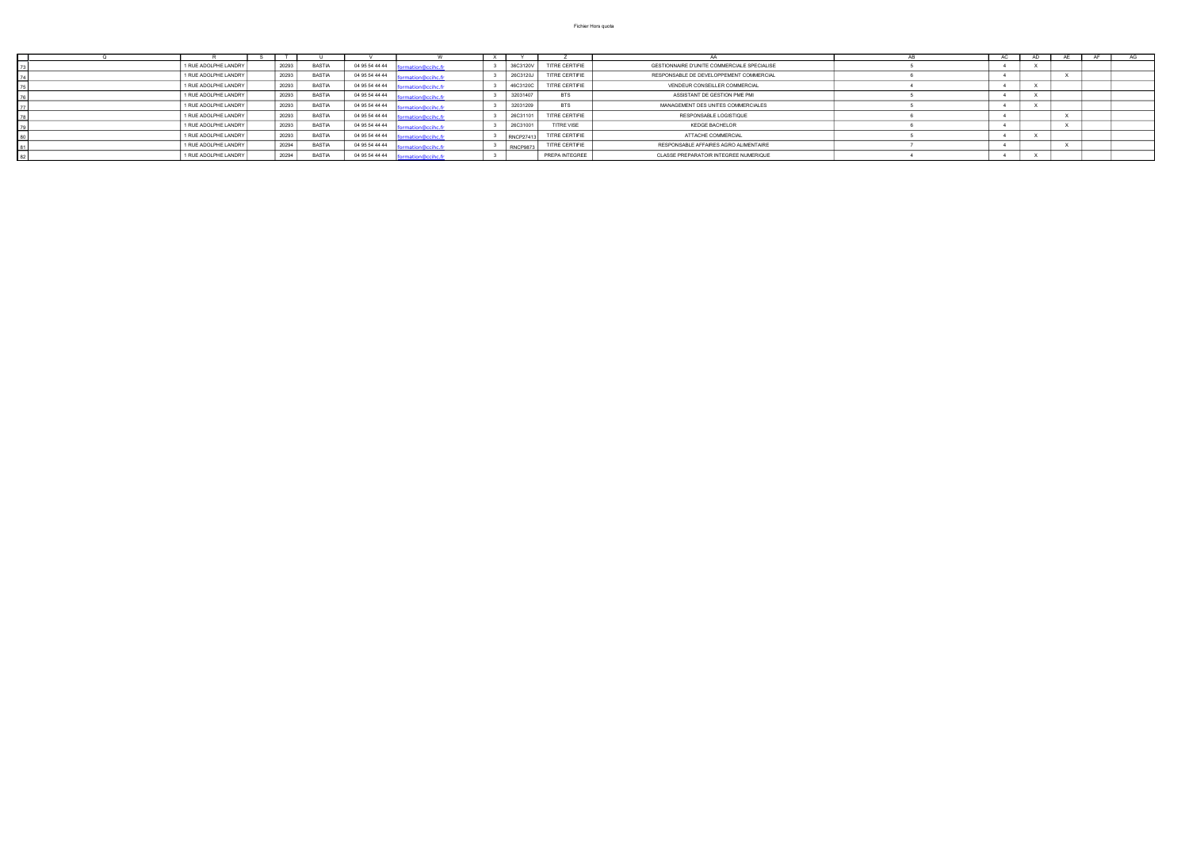| | Q | R | S | T | U | V | W | X | Y | Z | AA | AB | AC | AD | AE | AF | AG |
|---|---|---|---|---|---|---|---|---|---|---|---|---|---|---|---|---|---|
| 73 | | 1 RUE ADOLPHE LANDRY | | 20293 | BASTIA | 04 95 54 44 44 | formation@ccihc.fr | 3 | 36C3120V | TITRE CERTIFIE | GESTIONNAIRE D'UNITE COMMERCIALE SPECIALISE | 5 | 4 | X | | | |
| 74 | | 1 RUE ADOLPHE LANDRY | | 20293 | BASTIA | 04 95 54 44 44 | formation@ccihc.fr | 3 | 26C3120J | TITRE CERTIFIE | RESPONSABLE DE DEVELOPPEMENT COMMERCIAL | 6 | 4 | | X | | |
| 75 | | 1 RUE ADOLPHE LANDRY | | 20293 | BASTIA | 04 95 54 44 44 | formation@ccihc.fr | 3 | 46C3120C | TITRE CERTIFIE | VENDEUR CONSEILLER COMMERCIAL | 4 | 4 | X | | | |
| 76 | | 1 RUE ADOLPHE LANDRY | | 20293 | BASTIA | 04 95 54 44 44 | formation@ccihc.fr | 3 | 32031407 | BTS | ASSISTANT DE GESTION PME PMI | 5 | 4 | X | | | |
| 77 | | 1 RUE ADOLPHE LANDRY | | 20293 | BASTIA | 04 95 54 44 44 | formation@ccihc.fr | 3 | 32031209 | BTS | MANAGEMENT DES UNITES COMMERCIALES | 5 | 4 | X | | | |
| 78 | | 1 RUE ADOLPHE LANDRY | | 20293 | BASTIA | 04 95 54 44 44 | formation@ccihc.fr | 3 | 26C31101 | TITRE CERTIFIE | RESPONSABLE LOGISTIQUE | 6 | 4 | | X | | |
| 79 | | 1 RUE ADOLPHE LANDRY | | 20293 | BASTIA | 04 95 54 44 44 | formation@ccihc.fr | 3 | 26C31001 | TITRE VISE | KEDGE BACHELOR | 6 | 4 | | X | | |
| 80 | | 1 RUE ADOLPHE LANDRY | | 20293 | BASTIA | 04 95 54 44 44 | formation@ccihc.fr | 3 | RNCP27413 | TITRE CERTIFIE | ATTACHE COMMERCIAL | 5 | 4 | X | | | |
| 81 | | 1 RUE ADOLPHE LANDRY | | 20294 | BASTIA | 04 95 54 44 44 | formation@ccihc.fr | 3 | RNCP9873 | TITRE CERTIFIE | RESPONSABLE AFFAIRES AGRO ALIMENTAIRE | 7 | 4 | | X | | |
| 82 | | 1 RUE ADOLPHE LANDRY | | 20294 | BASTIA | 04 95 54 44 44 | formation@ccihc.fr | 3 | | PREPA INTEGREE | CLASSE PREPARATOIR INTEGREE NUMERIQUE | 4 | 4 | X | | | |